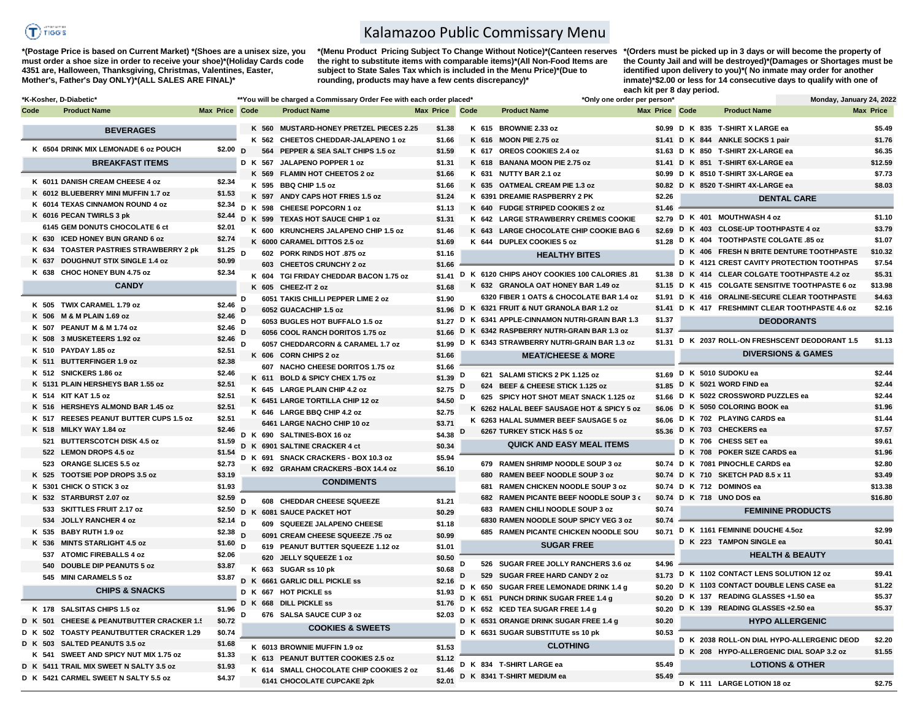# Kalamazoo Public Commissary Menu

*(Postage Price is based on Current Market) *(Shoes are a unisex size, you must order a shoe size in order to receive your shoe)*(Holiday Cards code 4351 are, Halloween, Thanksgiving, Christmas, Valentines, Easter, Mother's, Father's Day ONLY)*(ALL SALES ARE FINAL)*

*(Menu Product Pricing Subject To Change Without Notice)*(Canteen reserves the right to substitute items with comparable items)*(All Non-Food Items are subject to State Sales Tax which is included in the Menu Price)*(Due to rounding, products may have a few cents discrepancy)*

*(Orders must be picked up in 3 days or will become the property of the County Jail and will be destroyed)*(Damages or Shortages must be identified upon delivery to you)*( No inmate may order for another inmate)*$2.00 or less for 14 consecutive days to qualify with one of each kit per 8 day period.

*K-Kosher, D-Diabetic*

**You will be charged a Commissary Order Fee with each order placed*

*Only one order per person*

Monday, January 24, 2022

| Code | Product Name | Max Price |
|---|---|---|
| **BEVERAGES** | | |
| K 6504 | DRINK MIX LEMONADE 6 oz POUCH | $2.00 |
| **BREAKFAST ITEMS** | | |
| K 6011 | DANISH CREAM CHEESE 4 oz | $2.34 |
| K 6012 | BLUEBERRY MINI MUFFIN 1.7 oz | $1.53 |
| K 6014 | TEXAS CINNAMON ROUND 4 oz | $2.34 |
| K 6016 | PECAN TWIRLS 3 pk | $2.44 |
| 6145 | GEM DONUTS CHOCOLATE 6 ct | $2.01 |
| K 630 | ICED HONEY BUN GRAND 6 oz | $2.74 |
| K 634 | TOASTER PASTRIES STRAWBERRY 2 pk | $1.25 |
| K 637 | DOUGHNUT STIX SINGLE 1.4 oz | $0.99 |
| K 638 | CHOC HONEY BUN 4.75 oz | $2.34 |
| **CANDY** | | |
| K 505 | TWIX CARAMEL 1.79 oz | $2.46 |
| K 506 | M & M PLAIN 1.69 oz | $2.46 |
| K 507 | PEANUT M & M 1.74 oz | $2.46 |
| K 508 | 3 MUSKETEERS 1.92 oz | $2.46 |
| K 510 | PAYDAY 1.85 oz | $2.51 |
| K 511 | BUTTERFINGER 1.9 oz | $2.38 |
| K 512 | SNICKERS 1.86 oz | $2.46 |
| K 5131 | PLAIN HERSHEYS BAR 1.55 oz | $2.51 |
| K 514 | KIT KAT 1.5 oz | $2.51 |
| K 516 | HERSHEYS ALMOND BAR 1.45 oz | $2.51 |
| K 517 | REESES PEANUT BUTTER CUPS 1.5 oz | $2.51 |
| K 518 | MILKY WAY 1.84 oz | $2.46 |
| 521 | BUTTERSCOTCH DISK 4.5 oz | $1.59 |
| 522 | LEMON DROPS 4.5 oz | $1.54 |
| 523 | ORANGE SLICES 5.5 oz | $2.73 |
| K 525 | TOOTSIE POP DROPS 3.5 oz | $3.19 |
| K 5301 | CHICK O STICK 3 oz | $1.93 |
| K 532 | STARBURST 2.07 oz | $2.59 |
| 533 | SKITTLES FRUIT 2.17 oz | $2.50 |
| 534 | JOLLY RANCHER 4 oz | $2.14 |
| K 535 | BABY RUTH 1.9 oz | $2.38 |
| K 536 | MINTS STARLIGHT 4.5 oz | $1.60 |
| 537 | ATOMIC FIREBALLS 4 oz | $2.06 |
| 540 | DOUBLE DIP PEANUTS 5 oz | $3.87 |
| 545 | MINI CARAMELS 5 oz | $3.87 |
| **CHIPS & SNACKS** | | |
| K 178 | SALSITAS CHIPS 1.5 oz | $1.96 |
| D K 501 | CHEESE & PEANUTBUTTER CRACKER 1.5 | $0.72 |
| D K 502 | TOASTY PEANUTBUTTER CRACKER 1.29 | $0.74 |
| D K 503 | SALTED PEANUTS 3.5 oz | $1.68 |
| K 541 | SWEET AND SPICY NUT MIX 1.75 oz | $1.33 |
| D K 5411 | TRAIL MIX SWEET N SALTY 3.5 oz | $1.93 |
| D K 5421 | CARMEL SWEET N SALTY 5.5 oz | $4.37 |
| K 560 | MUSTARD-HONEY PRETZEL PIECES 2.25 | $1.38 |
| K 562 | CHEETOS CHEDDAR-JALAPENO 1 oz | $1.66 |
| D 564 | PEPPER & SEA SALT CHIPS 1.5 oz | $1.59 |
| D K 567 | JALAPENO POPPER 1 oz | $1.31 |
| K 569 | FLAMIN HOT CHEETOS 2 oz | $1.66 |
| K 595 | BBQ CHIP 1.5 oz | $1.66 |
| K 597 | ANDY CAPS HOT FRIES 1.5 oz | $1.24 |
| D K 598 | CHEESE POPCORN 1 oz | $1.13 |
| D K 599 | TEXAS HOT SAUCE CHIP 1 oz | $1.31 |
| K 600 | KRUNCHERS JALAPENO CHIP 1.5 oz | $1.46 |
| K 6000 | CARAMEL DITTOS 2.5 oz | $1.69 |
| D 602 | PORK RINDS HOT .875 oz | $1.16 |
| 603 | CHEETOS CRUNCHY 2 oz | $1.66 |
| K 604 | TGI FRIDAY CHEDDAR BACON 1.75 oz | $1.41 |
| K 605 | CHEEZ-IT 2 oz | $1.68 |
| D 6051 | TAKIS CHILLI PEPPER LIME 2 oz | $1.90 |
| D 6052 | GUACACHIP 1.5 oz | $1.96 |
| D 6053 | BUGLES HOT BUFFALO 1.5 oz | $1.27 |
| D 6056 | COOL RANCH DORITOS 1.75 oz | $1.66 |
| D 6057 | CHEDDARCORN & CARAMEL 1.7 oz | $1.99 |
| K 606 | CORN CHIPS 2 oz | $1.66 |
| 607 | NACHO CHEESE DORITOS 1.75 oz | $1.66 |
| K 611 | BOLD & SPICY CHEX 1.75 oz | $1.39 |
| K 645 | LARGE PLAIN CHIP 4.2 oz | $2.75 |
| K 6451 | LARGE TORTILLA CHIP 12 oz | $4.50 |
| K 646 | LARGE BBQ CHIP 4.2 oz | $2.75 |
| 6461 | LARGE NACHO CHIP 10 oz | $3.71 |
| D K 690 | SALTINES-BOX 16 oz | $4.38 |
| D K 6901 | SALTINE CRACKER 4 ct | $0.34 |
| D K 691 | SNACK CRACKERS - BOX 10.3 oz | $5.94 |
| K 692 | GRAHAM CRACKERS -BOX 14.4 oz | $6.10 |
| **CONDIMENTS** | | |
| D 608 | CHEDDAR CHEESE SQUEEZE | $1.21 |
| D K 6081 | SAUCE PACKET HOT | $0.29 |
| D 609 | SQUEEZE JALAPENO CHEESE | $1.18 |
| D 6091 | CREAM CHEESE SQUEEZE .75 oz | $0.99 |
| D 619 | PEANUT BUTTER SQUEEZE 1.12 oz | $1.01 |
| 620 | JELLY SQUEEZE 1 oz | $0.50 |
| K 663 | SUGAR ss 10 pk | $0.68 |
| D K 6661 | GARLIC DILL PICKLE ss | $2.16 |
| D K 667 | HOT PICKLE ss | $1.93 |
| D K 668 | DILL PICKLE ss | $1.76 |
| D 676 | SALSA SAUCE CUP 3 oz | $2.03 |
| **COOKIES & SWEETS** | | |
| K 6013 | BROWNIE MUFFIN 1.9 oz | $1.53 |
| K 613 | PEANUT BUTTER COOKIES 2.5 oz | $1.12 |
| K 614 | SMALL CHOCOLATE CHIP COOKIES 2 oz | $1.46 |
| 6141 | CHOCOLATE CUPCAKE 2pk | $2.01 |
| K 615 | BROWNIE 2.33 oz | $0.99 |
| K 616 | MOON PIE 2.75 oz | $1.41 |
| K 617 | OREOS COOKIES 2.4 oz | $1.63 |
| K 618 | BANANA MOON PIE 2.75 oz | $1.41 |
| K 631 | NUTTY BAR 2.1 oz | $0.99 |
| K 635 | OATMEAL CREAM PIE 1.3 oz | $0.82 |
| K 6391 | DREAMIE RASPBERRY 2 PK | $2.26 |
| K 640 | FUDGE STRIPED COOKIES 2 oz | $1.46 |
| K 642 | LARGE STRAWBERRY CREMES COOKIE | $2.79 |
| K 643 | LARGE CHOCOLATE CHIP COOKIE BAG 6 | $2.69 |
| K 644 | DUPLEX COOKIES 5 oz | $1.28 |
| **HEALTHY BITES** | | |
| D K 6120 | CHIPS AHOY COOKIES 100 CALORIES .81 | $1.38 |
| K 632 | GRANOLA OAT HONEY BAR 1.49 oz | $1.15 |
| 6320 | FIBER 1 OATS & CHOCOLATE BAR 1.4 oz | $1.91 |
| D K 6321 | FRUIT & NUT GRANOLA BAR 1.2 oz | $1.41 |
| D K 6341 | APPLE-CINNAMON NUTRI-GRAIN BAR 1.3 | $1.37 |
| D K 6342 | RASPBERRY NUTRI-GRAIN BAR 1.3 oz | $1.37 |
| D K 6343 | STRAWBERRY NUTRI-GRAIN BAR 1.3 oz | $1.31 |
| **MEAT/CHEESE & MORE** | | |
| D 621 | SALAMI STICKS 2 PK 1.125 oz | $1.69 |
| D 624 | BEEF & CHEESE STICK 1.125 oz | $1.85 |
| D 625 | SPICY HOT SHOT MEAT SNACK 1.125 oz | $1.66 |
| K 6262 | HALAL BEEF SAUSAGE HOT & SPICY 5 oz | $6.06 |
| K 6263 | HALAL SUMMER BEEF SAUSAGE 5 oz | $6.06 |
| D 6267 | TURKEY STICK H&S 5 oz | $5.36 |
| **QUICK AND EASY MEAL ITEMS** | | |
| 679 | RAMEN SHRIMP NOODLE SOUP 3 oz | $0.74 |
| 680 | RAMEN BEEF NOODLE SOUP 3 oz | $0.74 |
| 681 | RAMEN CHICKEN NOODLE SOUP 3 oz | $0.74 |
| 682 | RAMEN PICANTE BEEF NOODLE SOUP 3 oz | $0.74 |
| 683 | RAMEN CHILI NOODLE SOUP 3 oz | $0.74 |
| 6830 | RAMEN NOODLE SOUP SPICY VEG 3 oz | $0.74 |
| 685 | RAMEN PICANTE CHICKEN NOODLE SOU | $0.71 |
| **SUGAR FREE** | | |
| D 526 | SUGAR FREE JOLLY RANCHERS 3.6 oz | $4.96 |
| D 529 | SUGAR FREE HARD CANDY 2 oz | $1.73 |
| D K 650 | SUGAR FREE LEMONADE DRINK 1.4 g | $0.20 |
| D K 651 | PUNCH DRINK SUGAR FREE 1.4 g | $0.20 |
| D K 652 | ICED TEA SUGAR FREE 1.4 g | $0.20 |
| D K 6531 | ORANGE DRINK SUGAR FREE 1.4 g | $0.20 |
| D K 6631 | SUGAR SUBSTITUTE ss 10 pk | $0.53 |
| **CLOTHING** | | |
| D K 834 | T-SHIRT LARGE ea | $5.49 |
| D K 8341 | T-SHIRT MEDIUM ea | $5.49 |
| D K 835 | T-SHIRT X LARGE ea | $5.49 |
| D K 844 | ANKLE SOCKS 1 pair | $1.76 |
| D K 850 | T-SHIRT 2X-LARGE ea | $6.35 |
| D K 851 | T-SHIRT 6X-LARGE ea | $12.59 |
| D K 8510 | T-SHIRT 3X-LARGE ea | $7.73 |
| D K 8520 | T-SHIRT 4X-LARGE ea | $8.03 |
| **DENTAL CARE** | | |
| D K 401 | MOUTHWASH 4 oz | $1.10 |
| D K 403 | CLOSE-UP TOOTHPASTE 4 oz | $3.79 |
| D K 404 | TOOTHPASTE COLGATE .85 oz | $1.07 |
| D K 406 | FRESH N BRITE DENTURE TOOTHPASTE | $10.32 |
| D K 4121 | CREST CAVITY PROTECTION TOOTHPAS | $7.54 |
| D K 414 | CLEAR COLGATE TOOTHPASTE 4.2 oz | $5.31 |
| D K 415 | COLGATE SENSITIVE TOOTHPASTE 6 oz | $13.98 |
| D K 416 | ORALINE-SECURE CLEAR TOOTHPASTE | $4.63 |
| D K 417 | FRESHMINT CLEAR TOOTHPASTE 4.6 oz | $2.16 |
| **DEODORANTS** | | |
| D K 2037 | ROLL-ON FRESHSCENT DEODORANT 1.5 | $1.13 |
| **DIVERSIONS & GAMES** | | |
| D K 5010 | SUDOKU ea | $2.44 |
| D K 5021 | WORD FIND ea | $2.44 |
| D K 5022 | CROSSWORD PUZZLES ea | $2.44 |
| D K 5050 | COLORING BOOK ea | $1.96 |
| D K 702 | PLAYING CARDS ea | $1.44 |
| D K 703 | CHECKERS ea | $7.57 |
| D K 706 | CHESS SET ea | $9.61 |
| D K 708 | POKER SIZE CARDS ea | $1.96 |
| D K 7081 | PINOCHLE CARDS ea | $2.80 |
| D K 710 | SKETCH PAD 8.5 x 11 | $3.49 |
| D K 712 | DOMINOS ea | $13.38 |
| D K 718 | UNO DOS ea | $16.80 |
| **FEMININE PRODUCTS** | | |
| D K 1161 | FEMININE DOUCHE 4.5oz | $2.99 |
| D K 223 | TAMPON SINGLE ea | $0.41 |
| **HEALTH & BEAUTY** | | |
| D K 1102 | CONTACT LENS SOLUTION 12 oz | $9.41 |
| D K 1103 | CONTACT DOUBLE LENS CASE ea | $1.22 |
| D K 137 | READING GLASSES +1.50 ea | $5.37 |
| D K 139 | READING GLASSES +2.50 ea | $5.37 |
| **HYPO ALLERGENIC** | | |
| D K 2038 | ROLL-ON FRAGRANCE FREE DEODORANT | $2.20 |
| D K 208 | HYPO-ALLERGENIC DIAL SOAP 3.2 oz | $1.55 |
| **LOTIONS & OTHER** | | |
| D K 111 | LARGE LOTION 18 oz | $2.75 |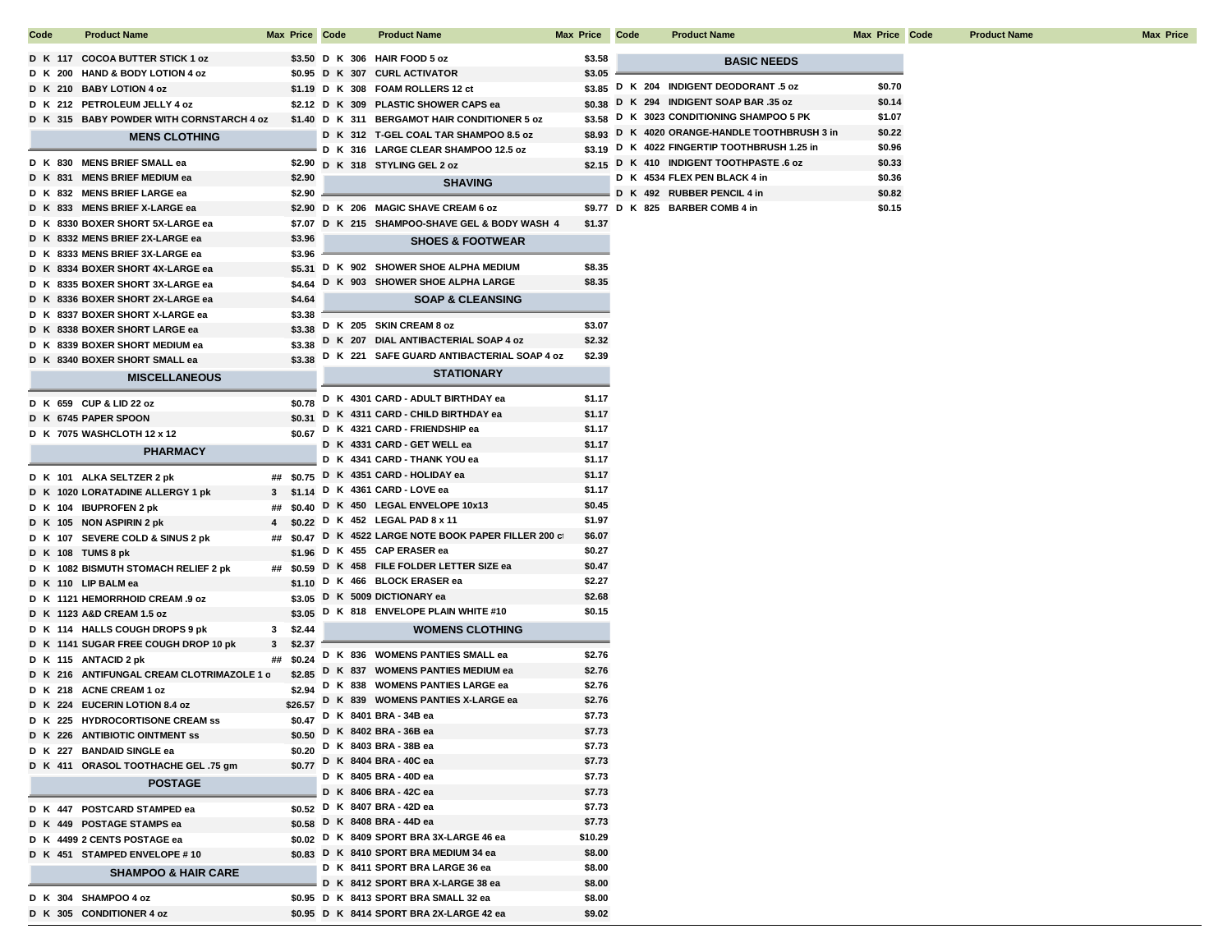| Code | Product Name | | Max Price |
|---|---|---|---|
| D K 117 | COCOA BUTTER STICK 1 oz | | $3.50 |
| D K 200 | HAND & BODY LOTION 4 oz | | $0.95 |
| D K 210 | BABY LOTION 4 oz | | $1.19 |
| D K 212 | PETROLEUM JELLY 4 oz | | $2.12 |
| D K 315 | BABY POWDER WITH CORNSTARCH 4 oz | | $1.40 |

## MENS CLOTHING

| Code | Product Name | | Max Price |
|---|---|---|---|
| D K 830 | MENS BRIEF SMALL ea | | $2.90 |
| D K 831 | MENS BRIEF MEDIUM ea | | $2.90 |
| D K 832 | MENS BRIEF LARGE ea | | $2.90 |
| D K 833 | MENS BRIEF X-LARGE ea | | $2.90 |
| D K 8330 | BOXER SHORT 5X-LARGE ea | | $7.07 |
| D K 8332 | MENS BRIEF 2X-LARGE ea | | $3.96 |
| D K 8333 | MENS BRIEF 3X-LARGE ea | | $3.96 |
| D K 8334 | BOXER SHORT 4X-LARGE ea | | $5.31 |
| D K 8335 | BOXER SHORT 3X-LARGE ea | | $4.64 |
| D K 8336 | BOXER SHORT 2X-LARGE ea | | $4.64 |
| D K 8337 | BOXER SHORT X-LARGE ea | | $3.38 |
| D K 8338 | BOXER SHORT LARGE ea | | $3.38 |
| D K 8339 | BOXER SHORT MEDIUM ea | | $3.38 |
| D K 8340 | BOXER SHORT SMALL ea | | $3.38 |

## MISCELLANEOUS

| Code | Product Name | | Max Price |
|---|---|---|---|
| D K 659 | CUP & LID 22 oz | | $0.78 |
| D K 6745 | PAPER SPOON | | $0.31 |
| D K 7075 | WASHCLOTH 12 x 12 | | $0.67 |

## PHARMACY

| Code | Product Name | | Max Price |
|---|---|---|---|
| D K 101 | ALKA SELTZER 2 pk | ## | $0.75 |
| D K 1020 | LORATADINE ALLERGY 1 pk | 3 | $1.14 |
| D K 104 | IBUPROFEN 2 pk | ## | $0.40 |
| D K 105 | NON ASPIRIN 2 pk | 4 | $0.22 |
| D K 107 | SEVERE COLD & SINUS 2 pk | ## | $0.47 |
| D K 108 | TUMS 8 pk | | $1.96 |
| D K 1082 | BISMUTH STOMACH RELIEF 2 pk | ## | $0.59 |
| D K 110 | LIP BALM ea | | $1.10 |
| D K 1121 | HEMORRHOID CREAM .9 oz | | $3.05 |
| D K 1123 | A&D CREAM 1.5 oz | | $3.05 |
| D K 114 | HALLS COUGH DROPS 9 pk | 3 | $2.44 |
| D K 1141 | SUGAR FREE COUGH DROP 10 pk | 3 | $2.37 |
| D K 115 | ANTACID 2 pk | ## | $0.24 |
| D K 216 | ANTIFUNGAL CREAM CLOTRIMAZOLE 1 o | | $2.85 |
| D K 218 | ACNE CREAM 1 oz | | $2.94 |
| D K 224 | EUCERIN LOTION 8.4 oz | | $26.57 |
| D K 225 | HYDROCORTISONE CREAM ss | | $0.47 |
| D K 226 | ANTIBIOTIC OINTMENT ss | | $0.50 |
| D K 227 | BANDAID SINGLE ea | | $0.20 |
| D K 411 | ORASOL TOOTHACHE GEL .75 gm | | $0.77 |

## POSTAGE

| Code | Product Name | | Max Price |
|---|---|---|---|
| D K 447 | POSTCARD STAMPED ea | | $0.52 |
| D K 449 | POSTAGE STAMPS ea | | $0.58 |
| D K 4499 | 2 CENTS POSTAGE ea | | $0.02 |
| D K 451 | STAMPED ENVELOPE # 10 | | $0.83 |

## SHAMPOO & HAIR CARE

| Code | Product Name | Max Price |
|---|---|---|
| D K 304 | SHAMPOO 4 oz | $0.95 |
| D K 305 | CONDITIONER 4 oz | $0.95 |
| D K 306 | HAIR FOOD 5 oz | $3.58 |
| D K 307 | CURL ACTIVATOR | $3.05 |
| D K 308 | FOAM ROLLERS 12 ct | $3.85 |
| D K 309 | PLASTIC SHOWER CAPS ea | $0.38 |
| D K 311 | BERGAMOT HAIR CONDITIONER 5 oz | $3.58 |
| D K 312 | T-GEL COAL TAR SHAMPOO 8.5 oz | $8.93 |
| D K 316 | LARGE CLEAR SHAMPOO 12.5 oz | $3.19 |
| D K 318 | STYLING GEL 2 oz | $2.15 |

## SHAVING

| Code | Product Name | Max Price |
|---|---|---|
| D K 206 | MAGIC SHAVE CREAM 6 oz | $9.77 |
| D K 215 | SHAMPOO-SHAVE GEL & BODY WASH 4 | $1.37 |

## SHOES & FOOTWEAR

| Code | Product Name | Max Price |
|---|---|---|
| D K 902 | SHOWER SHOE ALPHA MEDIUM | $8.35 |
| D K 903 | SHOWER SHOE ALPHA LARGE | $8.35 |

## SOAP & CLEANSING

| Code | Product Name | Max Price |
|---|---|---|
| D K 205 | SKIN CREAM 8 oz | $3.07 |
| D K 207 | DIAL ANTIBACTERIAL SOAP 4 oz | $2.32 |
| D K 221 | SAFE GUARD ANTIBACTERIAL SOAP 4 oz | $2.39 |

## STATIONARY

| Code | Product Name | Max Price |
|---|---|---|
| D K 4301 | CARD - ADULT BIRTHDAY ea | $1.17 |
| D K 4311 | CARD - CHILD BIRTHDAY ea | $1.17 |
| D K 4321 | CARD - FRIENDSHIP ea | $1.17 |
| D K 4331 | CARD - GET WELL ea | $1.17 |
| D K 4341 | CARD - THANK YOU ea | $1.17 |
| D K 4351 | CARD - HOLIDAY ea | $1.17 |
| D K 4361 | CARD - LOVE ea | $1.17 |
| D K 450 | LEGAL ENVELOPE 10x13 | $0.45 |
| D K 452 | LEGAL PAD 8 x 11 | $1.97 |
| D K 4522 | LARGE NOTE BOOK PAPER FILLER 200 ct | $6.07 |
| D K 455 | CAP ERASER ea | $0.27 |
| D K 458 | FILE FOLDER LETTER SIZE ea | $0.47 |
| D K 466 | BLOCK ERASER ea | $2.27 |
| D K 5009 | DICTIONARY ea | $2.68 |
| D K 818 | ENVELOPE PLAIN WHITE #10 | $0.15 |

## WOMENS CLOTHING

| Code | Product Name | Max Price |
|---|---|---|
| D K 836 | WOMENS PANTIES SMALL ea | $2.76 |
| D K 837 | WOMENS PANTIES MEDIUM ea | $2.76 |
| D K 838 | WOMENS PANTIES LARGE ea | $2.76 |
| D K 839 | WOMENS PANTIES X-LARGE ea | $2.76 |
| D K 8401 | BRA - 34B ea | $7.73 |
| D K 8402 | BRA - 36B ea | $7.73 |
| D K 8403 | BRA - 38B ea | $7.73 |
| D K 8404 | BRA - 40C ea | $7.73 |
| D K 8405 | BRA - 40D ea | $7.73 |
| D K 8406 | BRA - 42C ea | $7.73 |
| D K 8407 | BRA - 42D ea | $7.73 |
| D K 8408 | BRA - 44D ea | $7.73 |
| D K 8409 | SPORT BRA 3X-LARGE 46 ea | $10.29 |
| D K 8410 | SPORT BRA MEDIUM 34 ea | $8.00 |
| D K 8411 | SPORT BRA LARGE 36 ea | $8.00 |
| D K 8412 | SPORT BRA X-LARGE 38 ea | $8.00 |
| D K 8413 | SPORT BRA SMALL 32 ea | $8.00 |
| D K 8414 | SPORT BRA 2X-LARGE 42 ea | $9.02 |

## BASIC NEEDS

| Code | Product Name | Max Price |
|---|---|---|
| D K 204 | INDIGENT DEODORANT .5 oz | $0.70 |
| D K 294 | INDIGENT SOAP BAR .35 oz | $0.14 |
| D K 3023 | CONDITIONING SHAMPOO 5 PK | $1.07 |
| D K 4020 | ORANGE-HANDLE TOOTHBRUSH 3 in | $0.22 |
| D K 4022 | FINGERTIP TOOTHBRUSH 1.25 in | $0.96 |
| D K 410 | INDIGENT TOOTHPASTE .6 oz | $0.33 |
| D K 4534 | FLEX PEN BLACK 4 in | $0.36 |
| D K 492 | RUBBER PENCIL 4 in | $0.82 |
| D K 825 | BARBER COMB 4 in | $0.15 |